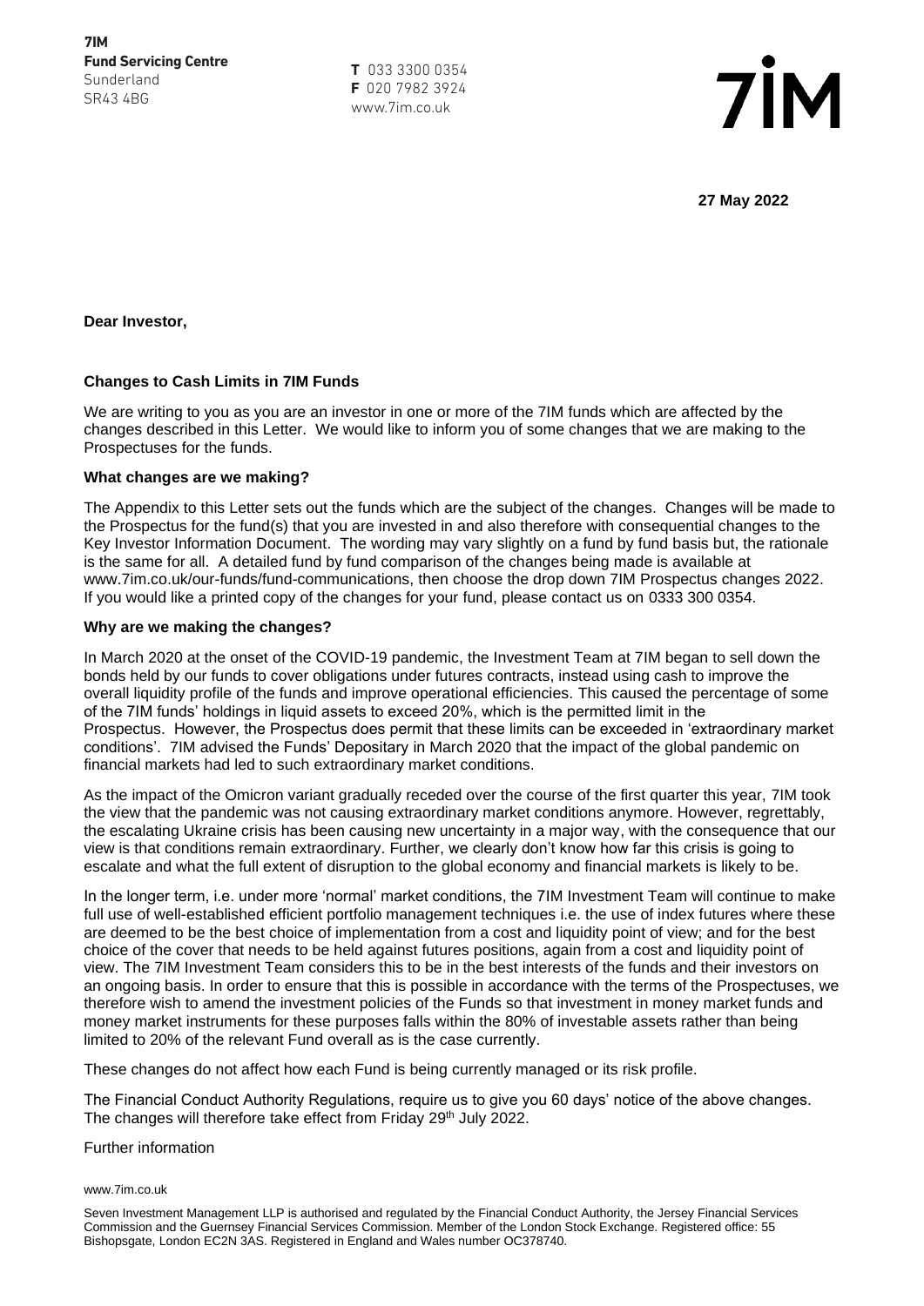**7IM**
**Fund Servicing Centre**
Sunderland
SR43 4BG

**T** 033 3300 0354
**F** 020 7982 3924
www.7im.co.uk

7IM

**27 May 2022**

**Dear Investor,**

**Changes to Cash Limits in 7IM Funds**

We are writing to you as you are an investor in one or more of the 7IM funds which are affected by the changes described in this Letter. We would like to inform you of some changes that we are making to the Prospectuses for the funds.

**What changes are we making?**

The Appendix to this Letter sets out the funds which are the subject of the changes. Changes will be made to the Prospectus for the fund(s) that you are invested in and also therefore with consequential changes to the Key Investor Information Document. The wording may vary slightly on a fund by fund basis but, the rationale is the same for all. A detailed fund by fund comparison of the changes being made is available at www.7im.co.uk/our-funds/fund-communications, then choose the drop down 7IM Prospectus changes 2022. If you would like a printed copy of the changes for your fund, please contact us on 0333 300 0354.

**Why are we making the changes?**

In March 2020 at the onset of the COVID-19 pandemic, the Investment Team at 7IM began to sell down the bonds held by our funds to cover obligations under futures contracts, instead using cash to improve the overall liquidity profile of the funds and improve operational efficiencies. This caused the percentage of some of the 7IM funds' holdings in liquid assets to exceed 20%, which is the permitted limit in the Prospectus. However, the Prospectus does permit that these limits can be exceeded in 'extraordinary market conditions'. 7IM advised the Funds' Depositary in March 2020 that the impact of the global pandemic on financial markets had led to such extraordinary market conditions.

As the impact of the Omicron variant gradually receded over the course of the first quarter this year, 7IM took the view that the pandemic was not causing extraordinary market conditions anymore. However, regrettably, the escalating Ukraine crisis has been causing new uncertainty in a major way, with the consequence that our view is that conditions remain extraordinary. Further, we clearly don't know how far this crisis is going to escalate and what the full extent of disruption to the global economy and financial markets is likely to be.

In the longer term, i.e. under more 'normal' market conditions, the 7IM Investment Team will continue to make full use of well-established efficient portfolio management techniques i.e. the use of index futures where these are deemed to be the best choice of implementation from a cost and liquidity point of view; and for the best choice of the cover that needs to be held against futures positions, again from a cost and liquidity point of view. The 7IM Investment Team considers this to be in the best interests of the funds and their investors on an ongoing basis. In order to ensure that this is possible in accordance with the terms of the Prospectuses, we therefore wish to amend the investment policies of the Funds so that investment in money market funds and money market instruments for these purposes falls within the 80% of investable assets rather than being limited to 20% of the relevant Fund overall as is the case currently.

These changes do not affect how each Fund is being currently managed or its risk profile.

The Financial Conduct Authority Regulations, require us to give you 60 days' notice of the above changes. The changes will therefore take effect from Friday 29th July 2022.

Further information

www.7im.co.uk

Seven Investment Management LLP is authorised and regulated by the Financial Conduct Authority, the Jersey Financial Services Commission and the Guernsey Financial Services Commission. Member of the London Stock Exchange. Registered office: 55 Bishopsgate, London EC2N 3AS. Registered in England and Wales number OC378740.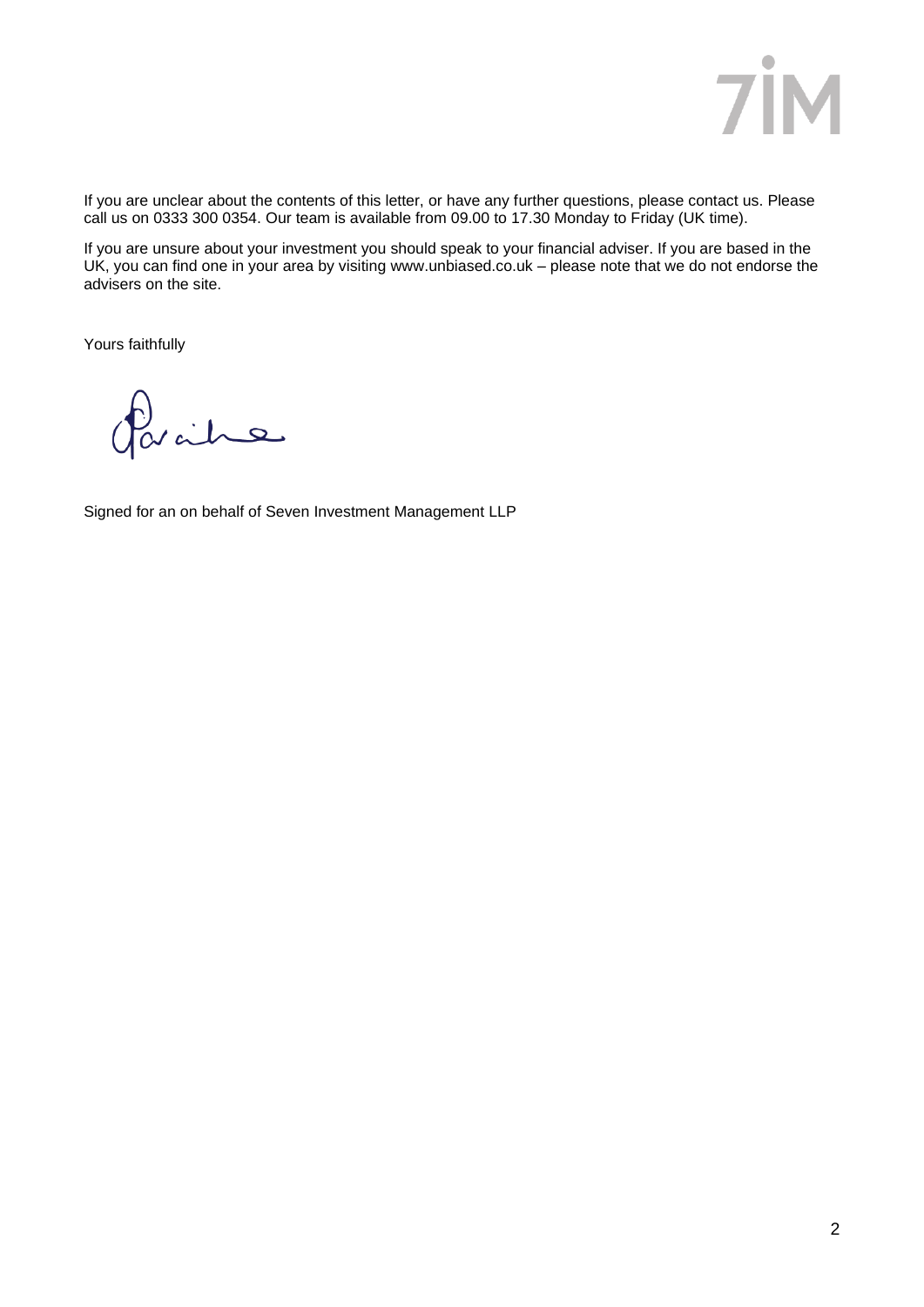If you are unclear about the contents of this letter, or have any further questions, please contact us. Please call us on 0333 300 0354. Our team is available from 09.00 to 17.30 Monday to Friday (UK time).

If you are unsure about your investment you should speak to your financial adviser. If you are based in the UK, you can find one in your area by visiting www.unbiased.co.uk – please note that we do not endorse the advisers on the site.

Yours faithfully

Signed for an on behalf of Seven Investment Management LLP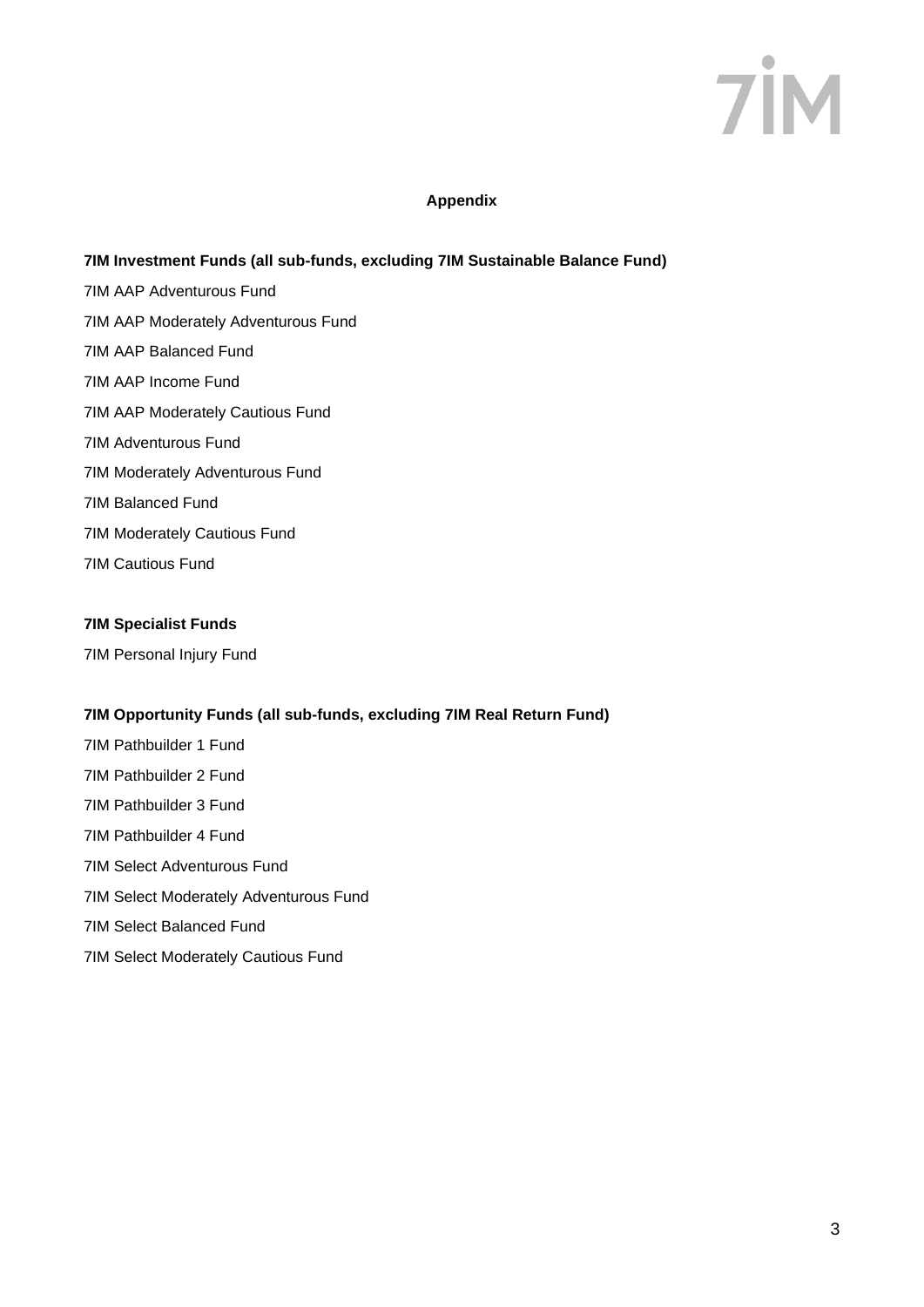## Appendix

**7IM Investment Funds (all sub-funds, excluding 7IM Sustainable Balance Fund)**

7IM AAP Adventurous Fund

7IM AAP Moderately Adventurous Fund

7IM AAP Balanced Fund

7IM AAP Income Fund

7IM AAP Moderately Cautious Fund

7IM Adventurous Fund

7IM Moderately Adventurous Fund

7IM Balanced Fund

7IM Moderately Cautious Fund

7IM Cautious Fund

**7IM Specialist Funds**

7IM Personal Injury Fund

**7IM Opportunity Funds (all sub-funds, excluding 7IM Real Return Fund)**

7IM Pathbuilder 1 Fund

7IM Pathbuilder 2 Fund

7IM Pathbuilder 3 Fund

7IM Pathbuilder 4 Fund

7IM Select Adventurous Fund

7IM Select Moderately Adventurous Fund

7IM Select Balanced Fund

7IM Select Moderately Cautious Fund